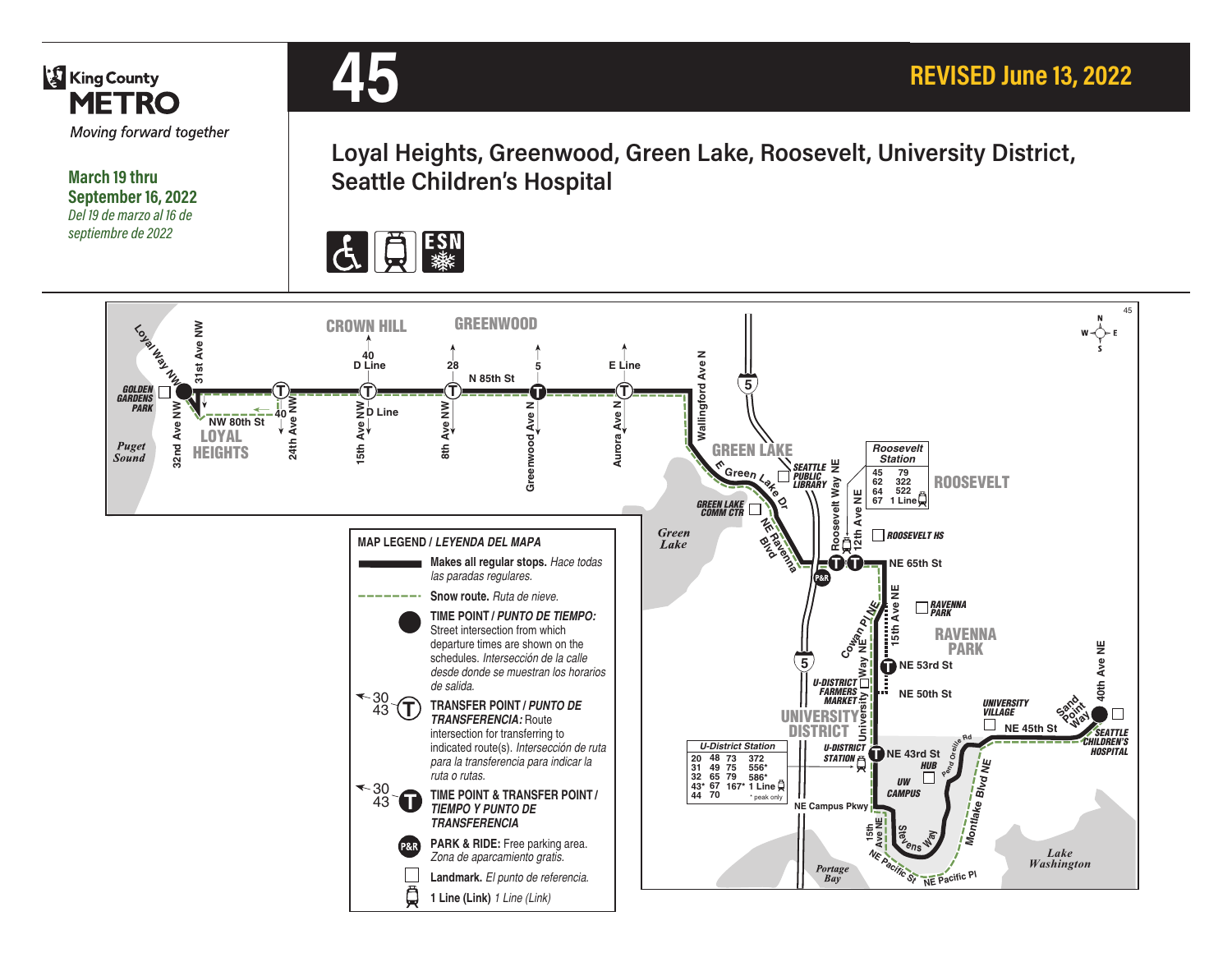# 45

King County METRO — *Moving forward together*

**REVISED June 13, 2022**

**March 19 thru September 16, 2022**
*Del 19 de marzo al 16 de septiembre de 2022*

## Loyal Heights, Greenwood, Green Lake, Roosevelt, University District, Seattle Children's Hospital

ESN

**MAP LEGEND / *LEYENDA DEL MAPA***

- **Makes all regular stops.** *Hace todas las paradas regulares.*
- **Snow route.** *Ruta de nieve.*
- **TIME POINT / *PUNTO DE TIEMPO:*** Street intersection from which departure times are shown on the schedules. *Intersección de la calle desde donde se muestran los horarios de salida.*
- **TRANSFER POINT / *PUNTO DE TRANSFERENCIA:*** Route intersection for transferring to indicated route(s). *Intersección de ruta para la transferencia para indicar la ruta o rutas.*
- **TIME POINT & TRANSFER POINT / *TIEMPO Y PUNTO DE TRANSFERENCIA***
- **PARK & RIDE:** Free parking area. *Zona de aparcamiento gratis.*
- **Landmark.** *El punto de referencia.*
- **1 Line (Link)** *1 Line (Link)*

**Roosevelt Station**

| | |
|---|---|
| 45 | 79 |
| 62 | 322 |
| 64 | 522 |
| 67 | 1 Line |

**U-District Station**

| | | | |
|---|---|---|---|
| 20 | 48 | 73 | 372 |
| 31 | 49 | 75 | 556* |
| 32 | 65 | 79 | 586* |
| 43* | 67 | 167* | 1 Line |
| 44 | 70 | | |

\* peak only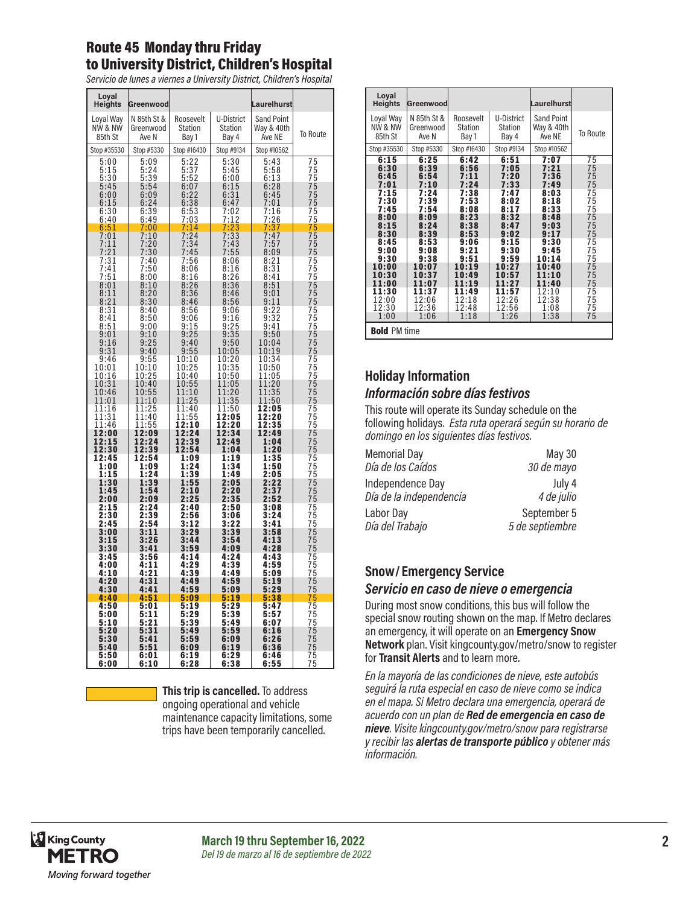## Route 45 Monday thru Friday to University District, Children's Hospital

*Servicio de lunes a viernes a University District, Children's Hospital*

| Loyal Heights | Greenwood | | | Laurelhurst | |
|---|---|---|---|---|---|
| Loyal Way NW & NW 85th St | N 85th St & Greenwood Ave N | Roosevelt Station Bay 1 | U-District Station Bay 4 | Sand Point Way & 40th Ave NE | To Route |
| Stop #35530 | Stop #5330 | Stop #16430 | Stop #9134 | Stop #10562 | |
| 5:00 | 5:09 | 5:22 | 5:30 | 5:43 | 75 |
| 5:15 | 5:24 | 5:37 | 5:45 | 5:58 | 75 |
| 5:30 | 5:39 | 5:52 | 6:00 | 6:13 | 75 |
| 5:45 | 5:54 | 6:07 | 6:15 | 6:28 | 75 |
| 6:00 | 6:09 | 6:22 | 6:31 | 6:45 | 75 |
| 6:15 | 6:24 | 6:38 | 6:47 | 7:01 | 75 |
| 6:30 | 6:39 | 6:53 | 7:02 | 7:16 | 75 |
| 6:40 | 6:49 | 7:03 | 7:12 | 7:26 | 75 |
| 6:51 | 7:00 | 7:14 | 7:23 | 7:37 | 75 |
| 7:01 | 7:10 | 7:24 | 7:33 | 7:47 | 75 |
| 7:11 | 7:20 | 7:34 | 7:43 | 7:57 | 75 |
| 7:21 | 7:30 | 7:45 | 7:55 | 8:09 | 75 |
| 7:31 | 7:40 | 7:56 | 8:06 | 8:21 | 75 |
| 7:41 | 7:50 | 8:06 | 8:16 | 8:31 | 75 |
| 7:51 | 8:00 | 8:16 | 8:26 | 8:41 | 75 |
| 8:01 | 8:10 | 8:26 | 8:36 | 8:51 | 75 |
| 8:11 | 8:20 | 8:36 | 8:46 | 9:01 | 75 |
| 8:21 | 8:30 | 8:46 | 8:56 | 9:11 | 75 |
| 8:31 | 8:40 | 8:56 | 9:06 | 9:22 | 75 |
| 8:41 | 8:50 | 9:06 | 9:16 | 9:32 | 75 |
| 8:51 | 9:00 | 9:15 | 9:25 | 9:41 | 75 |
| 9:01 | 9:10 | 9:25 | 9:35 | 9:50 | 75 |
| 9:16 | 9:25 | 9:40 | 9:50 | 10:04 | 75 |
| 9:31 | 9:40 | 9:55 | 10:05 | 10:19 | 75 |
| 9:46 | 9:55 | 10:10 | 10:20 | 10:34 | 75 |
| 10:01 | 10:10 | 10:25 | 10:35 | 10:50 | 75 |
| 10:16 | 10:25 | 10:40 | 10:50 | 11:05 | 75 |
| 10:31 | 10:40 | 10:55 | 11:05 | 11:20 | 75 |
| 10:46 | 10:55 | 11:10 | 11:20 | 11:35 | 75 |
| 11:01 | 11:10 | 11:25 | 11:35 | 11:50 | 75 |
| 11:16 | 11:25 | 11:40 | 11:50 | **12:05** | 75 |
| 11:31 | 11:40 | 11:55 | **12:05** | **12:20** | 75 |
| 11:46 | 11:55 | **12:10** | **12:20** | **12:35** | 75 |
| **12:00** | **12:09** | **12:24** | **12:34** | **12:49** | 75 |
| **12:15** | **12:24** | **12:39** | **12:49** | **1:04** | 75 |
| **12:30** | **12:39** | **12:54** | **1:04** | **1:20** | 75 |
| **12:45** | **12:54** | **1:09** | **1:19** | **1:35** | 75 |
| **1:00** | **1:09** | **1:24** | **1:34** | **1:50** | 75 |
| **1:15** | **1:24** | **1:39** | **1:49** | **2:05** | 75 |
| **1:30** | **1:39** | **1:55** | **2:05** | **2:22** | 75 |
| **1:45** | **1:54** | **2:10** | **2:20** | **2:37** | 75 |
| **2:00** | **2:09** | **2:25** | **2:35** | **2:52** | 75 |
| **2:15** | **2:24** | **2:40** | **2:50** | **3:08** | 75 |
| **2:30** | **2:39** | **2:56** | **3:06** | **3:24** | 75 |
| **2:45** | **2:54** | **3:12** | **3:22** | **3:41** | 75 |
| **3:00** | **3:11** | **3:29** | **3:39** | **3:58** | 75 |
| **3:15** | **3:26** | **3:44** | **3:54** | **4:13** | 75 |
| **3:30** | **3:41** | **3:59** | **4:09** | **4:28** | 75 |
| **3:45** | **3:56** | **4:14** | **4:24** | **4:43** | 75 |
| **4:00** | **4:11** | **4:29** | **4:39** | **4:59** | 75 |
| **4:10** | **4:21** | **4:39** | **4:49** | **5:09** | 75 |
| **4:20** | **4:31** | **4:49** | **4:59** | **5:19** | 75 |
| **4:30** | **4:41** | **4:59** | **5:09** | **5:29** | 75 |
| **4:40** | **4:51** | **5:09** | **5:19** | **5:38** | 75 |
| **4:50** | **5:01** | **5:19** | **5:29** | **5:47** | 75 |
| **5:00** | **5:11** | **5:29** | **5:39** | **5:57** | 75 |
| **5:10** | **5:21** | **5:39** | **5:49** | **6:07** | 75 |
| **5:20** | **5:31** | **5:49** | **5:59** | **6:16** | 75 |
| **5:30** | **5:41** | **5:59** | **6:09** | **6:26** | 75 |
| **5:40** | **5:51** | **6:09** | **6:19** | **6:36** | 75 |
| **5:50** | **6:01** | **6:19** | **6:29** | **6:46** | 75 |
| **6:00** | **6:10** | **6:28** | **6:38** | **6:55** | 75 |
| **6:15** | **6:25** | **6:42** | **6:51** | **7:07** | 75 |
| **6:30** | **6:39** | **6:56** | **7:05** | **7:21** | 75 |
| **6:45** | **6:54** | **7:11** | **7:20** | **7:36** | 75 |
| **7:01** | **7:10** | **7:24** | **7:33** | **7:49** | 75 |
| **7:15** | **7:24** | **7:38** | **7:47** | **8:03** | 75 |
| **7:30** | **7:39** | **7:53** | **8:02** | **8:18** | 75 |
| **7:45** | **7:54** | **8:08** | **8:17** | **8:33** | 75 |
| **8:00** | **8:09** | **8:23** | **8:32** | **8:48** | 75 |
| **8:15** | **8:24** | **8:38** | **8:47** | **9:03** | 75 |
| **8:30** | **8:39** | **8:53** | **9:02** | **9:17** | 75 |
| **8:45** | **8:53** | **9:06** | **9:15** | **9:30** | 75 |
| **9:00** | **9:08** | **9:21** | **9:30** | **9:45** | 75 |
| **9:30** | **9:38** | **9:51** | **9:59** | **10:14** | 75 |
| **10:00** | **10:07** | **10:19** | **10:27** | **10:40** | 75 |
| **10:30** | **10:37** | **10:49** | **10:57** | **11:10** | 75 |
| **11:00** | **11:07** | **11:19** | **11:27** | **11:40** | 75 |
| **11:30** | **11:37** | **11:49** | **11:57** | 12:10 | 75 |
| 12:00 | 12:06 | 12:18 | 12:26 | 12:38 | 75 |
| 12:30 | 12:36 | 12:48 | 12:56 | 1:08 | 75 |
| 1:00 | 1:06 | 1:18 | 1:26 | 1:38 | 75 |

**Bold** PM time

Highlighted trips (6:51 AM and 4:40 PM from Loyal Heights): **This trip is cancelled.** To address ongoing operational and vehicle maintenance capacity limitations, some trips have been temporarily cancelled.

## Holiday Information

### *Información sobre días festivos*

This route will operate its Sunday schedule on the following holidays. *Esta ruta operará según su horario de domingo en los siguientes días festivos.*

| | |
|---|---|
| Memorial Day<br>*Día de los Caídos* | May 30<br>*30 de mayo* |
| Independence Day<br>*Día de la independencia* | July 4<br>*4 de julio* |
| Labor Day<br>*Día del Trabajo* | September 5<br>*5 de septiembre* |

## Snow / Emergency Service

### *Servicio en caso de nieve o emergencia*

During most snow conditions, this bus will follow the special snow routing shown on the map. If Metro declares an emergency, it will operate on an **Emergency Snow Network** plan. Visit kingcounty.gov/metro/snow to register for **Transit Alerts** and to learn more.

*En la mayoría de las condiciones de nieve, este autobús seguirá la ruta especial en caso de nieve como se indica en el mapa. Si Metro declara una emergencia, operará de acuerdo con un plan de* ***Red de emergencia en caso de nieve****. Visite kingcounty.gov/metro/snow para registrarse y recibir las* ***alertas de transporte público*** *y obtener más información.*

King County METRO — Moving forward together

**March 19 thru September 16, 2022**
*Del 19 de marzo al 16 de septiembre de 2022*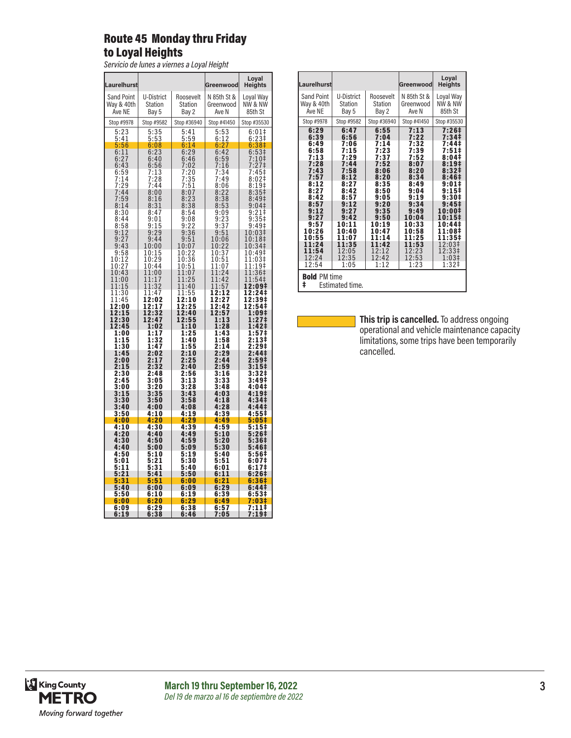# Route 45 Monday thru Friday to Loyal Heights

*Servicio de lunes a viernes a Loyal Height*

| Laurelhurst | | | Greenwood | Loyal Heights |
|---|---|---|---|---|
| Sand Point Way & 40th Ave NE | U-District Station Bay 5 | Roosevelt Station Bay 2 | N 85th St & Greenwood Ave N | Loyal Way NW & NW 85th St |
| Stop #9978 | Stop #9582 | Stop #36940 | Stop #41450 | Stop #35530 |
| 5:23 | 5:35 | 5:41 | 5:53 | 6:01‡ |
| 5:41 | 5:53 | 5:59 | 6:12 | 6:23‡ |
| 5:56 | 6:08 | 6:14 | 6:27 | 6:38‡ |
| 6:11 | 6:23 | 6:29 | 6:42 | 6:53‡ |
| 6:27 | 6:40 | 6:46 | 6:59 | 7:10‡ |
| 6:43 | 6:56 | 7:02 | 7:16 | 7:27‡ |
| 6:59 | 7:13 | 7:20 | 7:34 | 7:45‡ |
| 7:14 | 7:28 | 7:35 | 7:49 | 8:02‡ |
| 7:29 | 7:44 | 7:51 | 8:06 | 8:19‡ |
| 7:44 | 8:00 | 8:07 | 8:22 | 8:35‡ |
| 7:59 | 8:16 | 8:23 | 8:38 | 8:49‡ |
| 8:14 | 8:31 | 8:38 | 8:53 | 9:04‡ |
| 8:30 | 8:47 | 8:54 | 9:09 | 9:21‡ |
| 8:44 | 9:01 | 9:08 | 9:23 | 9:35‡ |
| 8:58 | 9:15 | 9:22 | 9:37 | 9:49‡ |
| 9:12 | 9:29 | 9:36 | 9:51 | 10:03‡ |
| 9:27 | 9:44 | 9:51 | 10:06 | 10:18‡ |
| 9:43 | 10:00 | 10:07 | 10:22 | 10:34‡ |
| 9:58 | 10:15 | 10:22 | 10:37 | 10:49‡ |
| 10:12 | 10:29 | 10:36 | 10:51 | 11:03‡ |
| 10:27 | 10:44 | 10:51 | 11:07 | 11:19‡ |
| 10:43 | 11:00 | 11:07 | 11:24 | 11:36‡ |
| 11:00 | 11:17 | 11:25 | 11:42 | 11:54‡ |
| 11:15 | 11:32 | 11:40 | 11:57 | **12:09‡** |
| 11:30 | 11:47 | 11:55 | **12:12** | **12:24‡** |
| 11:45 | **12:02** | **12:10** | **12:27** | **12:39‡** |
| **12:00** | **12:17** | **12:25** | **12:42** | **12:54‡** |
| **12:15** | **12:32** | **12:40** | **12:57** | **1:09‡** |
| **12:30** | **12:47** | **12:55** | **1:13** | **1:27‡** |
| **12:45** | **1:02** | **1:10** | **1:28** | **1:42‡** |
| **1:00** | **1:17** | **1:25** | **1:43** | **1:57‡** |
| **1:15** | **1:32** | **1:40** | **1:58** | **2:13‡** |
| **1:30** | **1:47** | **1:55** | **2:14** | **2:29‡** |
| **1:45** | **2:02** | **2:10** | **2:29** | **2:44‡** |
| **2:00** | **2:17** | **2:25** | **2:44** | **2:59‡** |
| **2:15** | **2:32** | **2:40** | **2:59** | **3:15‡** |
| **2:30** | **2:48** | **2:56** | **3:16** | **3:32‡** |
| **2:45** | **3:05** | **3:13** | **3:33** | **3:49‡** |
| **3:00** | **3:20** | **3:28** | **3:48** | **4:04‡** |
| **3:15** | **3:35** | **3:43** | **4:03** | **4:19‡** |
| **3:30** | **3:50** | **3:58** | **4:18** | **4:34‡** |
| **3:40** | **4:00** | **4:08** | **4:28** | **4:44‡** |
| **3:50** | **4:10** | **4:19** | **4:39** | **4:55‡** |
| **4:00** | **4:20** | **4:29** | **4:49** | **5:05‡** |
| **4:10** | **4:30** | **4:39** | **4:59** | **5:15‡** |
| **4:20** | **4:40** | **4:49** | **5:10** | **5:26‡** |
| **4:30** | **4:50** | **4:59** | **5:20** | **5:36‡** |
| **4:40** | **5:00** | **5:09** | **5:30** | **5:46‡** |
| **4:50** | **5:10** | **5:19** | **5:40** | **5:56‡** |
| **5:01** | **5:21** | **5:30** | **5:51** | **6:07‡** |
| **5:11** | **5:31** | **5:40** | **6:01** | **6:17‡** |
| **5:21** | **5:41** | **5:50** | **6:11** | **6:26‡** |
| **5:31** | **5:51** | **6:00** | **6:21** | **6:36‡** |
| **5:40** | **6:00** | **6:09** | **6:29** | **6:44‡** |
| **5:50** | **6:10** | **6:19** | **6:39** | **6:53‡** |
| **6:00** | **6:20** | **6:29** | **6:49** | **7:03‡** |
| **6:09** | **6:29** | **6:38** | **6:57** | **7:11‡** |
| **6:19** | **6:38** | **6:46** | **7:05** | **7:19‡** |
| **6:29** | **6:47** | **6:55** | **7:13** | **7:26‡** |
| **6:39** | **6:56** | **7:04** | **7:22** | **7:34‡** |
| **6:49** | **7:06** | **7:14** | **7:32** | **7:44‡** |
| **6:58** | **7:15** | **7:23** | **7:39** | **7:51‡** |
| **7:13** | **7:29** | **7:37** | **7:52** | **8:04‡** |
| **7:28** | **7:44** | **7:52** | **8:07** | **8:19‡** |
| **7:43** | **7:58** | **8:06** | **8:20** | **8:32‡** |
| **7:57** | **8:12** | **8:20** | **8:34** | **8:46‡** |
| **8:12** | **8:27** | **8:35** | **8:49** | **9:01‡** |
| **8:27** | **8:42** | **8:50** | **9:04** | **9:15‡** |
| **8:42** | **8:57** | **9:05** | **9:19** | **9:30‡** |
| **8:57** | **9:12** | **9:20** | **9:34** | **9:45‡** |
| **9:12** | **9:27** | **9:35** | **9:49** | **10:00‡** |
| **9:27** | **9:42** | **9:50** | **10:04** | **10:15‡** |
| **9:57** | **10:11** | **10:19** | **10:33** | **10:44‡** |
| **10:26** | **10:40** | **10:47** | **10:58** | **11:08‡** |
| **10:55** | **11:07** | **11:14** | **11:25** | **11:35‡** |
| **11:24** | **11:35** | **11:42** | **11:53** | 12:03‡ |
| **11:54** | 12:05 | 12:12 | 12:23 | 12:33‡ |
| 12:24 | 12:35 | 12:42 | 12:53 | 1:03‡ |
| 12:54 | 1:05 | 1:12 | 1:23 | 1:32‡ |

**Bold** PM time
‡ Estimated time.

**This trip is cancelled.** To address ongoing operational and vehicle maintenance capacity limitations, some trips have been temporarily cancelled. (Cancelled trips: 5:56 AM, 4:00 PM, 5:31 PM, and 6:00 PM departures from Laurelhurst.)

**March 19 thru September 16, 2022**
*Del 19 de marzo al 16 de septiembre de 2022*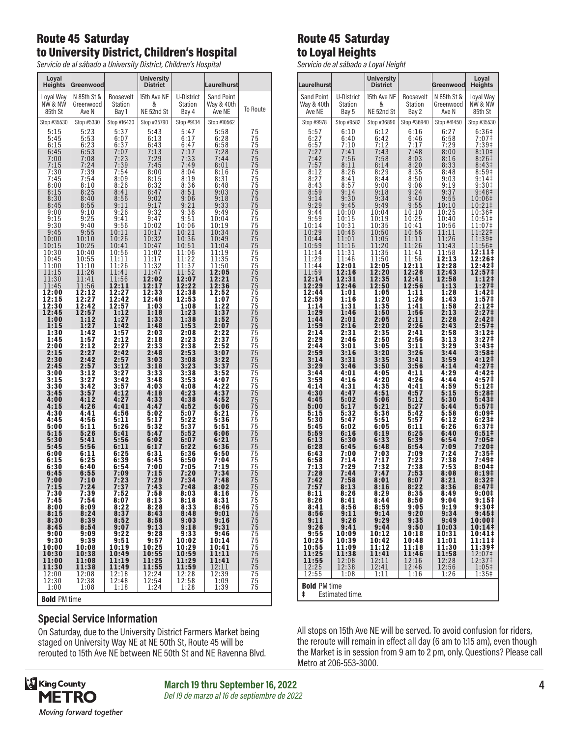## Route 45 Saturday to University District, Children's Hospital

*Servicio de al sábado a University District, Children's Hospital*

| Loyal Heights | Greenwood | | University District | | Laurelhurst | |
|---|---|---|---|---|---|---|
| Loyal Way NW & NW 85th St | N 85th St & Greenwood Ave N | Roosevelt Station Bay 1 | 15th Ave NE & NE 52nd St | U-District Station Bay 4 | Sand Point Way & 40th Ave NE | To Route |
| Stop #35530 | Stop #5330 | Stop #16430 | Stop #35790 | Stop #9134 | Stop #10562 | |
| 5:15 | 5:23 | 5:37 | 5:43 | 5:47 | 5:58 | 75 |
| 5:45 | 5:53 | 6:07 | 6:13 | 6:17 | 6:28 | 75 |
| 6:15 | 6:23 | 6:37 | 6:43 | 6:47 | 6:58 | 75 |
| 6:45 | 6:53 | 7:07 | 7:13 | 7:17 | 7:28 | 75 |
| 7:00 | 7:08 | 7:23 | 7:29 | 7:33 | 7:44 | 75 |
| 7:15 | 7:24 | 7:39 | 7:45 | 7:49 | 8:01 | 75 |
| 7:30 | 7:39 | 7:54 | 8:00 | 8:04 | 8:16 | 75 |
| 7:45 | 7:54 | 8:09 | 8:15 | 8:19 | 8:31 | 75 |
| 8:00 | 8:10 | 8:26 | 8:32 | 8:36 | 8:48 | 75 |
| 8:15 | 8:25 | 8:41 | 8:47 | 8:51 | 9:03 | 75 |
| 8:30 | 8:40 | 8:56 | 9:02 | 9:06 | 9:18 | 75 |
| 8:45 | 8:55 | 9:11 | 9:17 | 9:21 | 9:33 | 75 |
| 9:00 | 9:10 | 9:26 | 9:32 | 9:36 | 9:49 | 75 |
| 9:15 | 9:25 | 9:41 | 9:47 | 9:51 | 10:04 | 75 |
| 9:30 | 9:40 | 9:56 | 10:02 | 10:06 | 10:19 | 75 |
| 9:45 | 9:55 | 10:11 | 10:17 | 10:21 | 10:34 | 75 |
| 10:00 | 10:10 | 10:26 | 10:32 | 10:36 | 10:49 | 75 |
| 10:15 | 10:25 | 10:41 | 10:47 | 10:51 | 11:04 | 75 |
| 10:30 | 10:40 | 10:56 | 11:02 | 11:06 | 11:19 | 75 |
| 10:45 | 10:55 | 11:11 | 11:17 | 11:22 | 11:35 | 75 |
| 11:00 | 11:10 | 11:26 | 11:32 | 11:37 | 11:50 | 75 |
| 11:15 | 11:26 | 11:41 | 11:47 | 11:52 | **12:05** | 75 |
| 11:30 | 11:41 | 11:56 | **12:02** | **12:07** | **12:21** | 75 |
| 11:45 | 11:56 | **12:11** | **12:17** | **12:22** | **12:36** | 75 |
| **12:00** | **12:12** | **12:27** | **12:33** | **12:38** | **12:52** | 75 |
| **12:15** | **12:27** | **12:42** | **12:48** | **12:53** | **1:07** | 75 |
| **12:30** | **12:42** | **12:57** | **1:03** | **1:08** | **1:22** | 75 |
| **12:45** | **12:57** | **1:12** | **1:18** | **1:23** | **1:37** | 75 |
| **1:00** | **1:12** | **1:27** | **1:33** | **1:38** | **1:52** | 75 |
| **1:15** | **1:27** | **1:42** | **1:48** | **1:53** | **2:07** | 75 |
| **1:30** | **1:42** | **1:57** | **2:03** | **2:08** | **2:22** | 75 |
| **1:45** | **1:57** | **2:12** | **2:18** | **2:23** | **2:37** | 75 |
| **2:00** | **2:12** | **2:27** | **2:33** | **2:38** | **2:52** | 75 |
| **2:15** | **2:27** | **2:42** | **2:48** | **2:53** | **3:07** | 75 |
| **2:30** | **2:42** | **2:57** | **3:03** | **3:08** | **3:22** | 75 |
| **2:45** | **2:57** | **3:12** | **3:18** | **3:23** | **3:37** | 75 |
| **3:00** | **3:12** | **3:27** | **3:33** | **3:38** | **3:52** | 75 |
| **3:15** | **3:27** | **3:42** | **3:48** | **3:53** | **4:07** | 75 |
| **3:30** | **3:42** | **3:57** | **4:03** | **4:08** | **4:22** | 75 |
| **3:45** | **3:57** | **4:12** | **4:18** | **4:23** | **4:37** | 75 |
| **4:00** | **4:12** | **4:27** | **4:33** | **4:38** | **4:52** | 75 |
| **4:15** | **4:26** | **4:41** | **4:47** | **4:52** | **5:06** | 75 |
| **4:30** | **4:41** | **4:56** | **5:02** | **5:07** | **5:21** | 75 |
| **4:45** | **4:56** | **5:11** | **5:17** | **5:22** | **5:36** | 75 |
| **5:00** | **5:11** | **5:26** | **5:32** | **5:37** | **5:51** | 75 |
| **5:15** | **5:26** | **5:41** | **5:47** | **5:52** | **6:06** | 75 |
| **5:30** | **5:41** | **5:56** | **6:02** | **6:07** | **6:21** | 75 |
| **5:45** | **5:56** | **6:11** | **6:17** | **6:22** | **6:36** | 75 |
| **6:00** | **6:11** | **6:25** | **6:31** | **6:36** | **6:50** | 75 |
| **6:15** | **6:25** | **6:39** | **6:45** | **6:50** | **7:04** | 75 |
| **6:30** | **6:40** | **6:54** | **7:00** | **7:05** | **7:19** | 75 |
| **6:45** | **6:55** | **7:09** | **7:15** | **7:20** | **7:34** | 75 |
| **7:00** | **7:10** | **7:23** | **7:29** | **7:34** | **7:48** | 75 |
| **7:15** | **7:24** | **7:37** | **7:43** | **7:48** | **8:02** | 75 |
| **7:30** | **7:39** | **7:52** | **7:58** | **8:03** | **8:16** | 75 |
| **7:45** | **7:54** | **8:07** | **8:13** | **8:18** | **8:31** | 75 |
| **8:00** | **8:09** | **8:22** | **8:28** | **8:33** | **8:46** | 75 |
| **8:15** | **8:24** | **8:37** | **8:43** | **8:48** | **9:01** | 75 |
| **8:30** | **8:39** | **8:52** | **8:58** | **9:03** | **9:16** | 75 |
| **8:45** | **8:54** | **9:07** | **9:13** | **9:18** | **9:31** | 75 |
| **9:00** | **9:09** | **9:22** | **9:28** | **9:33** | **9:46** | 75 |
| **9:30** | **9:39** | **9:51** | **9:57** | **10:02** | **10:14** | 75 |
| **10:00** | **10:08** | **10:19** | **10:25** | **10:29** | **10:41** | 75 |
| **10:30** | **10:38** | **10:49** | **10:55** | **10:59** | **11:11** | 75 |
| **11:00** | **11:08** | **11:19** | **11:25** | **11:29** | **11:41** | 75 |
| **11:30** | **11:38** | **11:49** | **11:55** | **11:59** | 12:11 | 75 |
| 12:00 | 12:08 | 12:18 | 12:24 | 12:28 | 12:39 | 75 |
| 12:30 | 12:38 | 12:48 | 12:54 | 12:58 | 1:09 | 75 |
| 1:00 | 1:08 | 1:18 | 1:24 | 1:28 | 1:39 | 75 |

**Bold** PM time

## Route 45 Saturday to Loyal Heights

*Servicio de al sábado a Loyal Height*

| Laurelhurst | | University District | | Greenwood | Loyal Heights |
|---|---|---|---|---|---|
| Sand Point Way & 40th Ave NE | U-District Station Bay 5 | 15th Ave NE & NE 52nd St | Roosevelt Station Bay 2 | N 85th St & Greenwood Ave N | Loyal Way NW & NW 85th St |
| Stop #9978 | Stop #9582 | Stop #36890 | Stop #36940 | Stop #41450 | Stop #35530 |
| 5:57 | 6:10 | 6:12 | 6:16 | 6:27 | 6:36‡ |
| 6:27 | 6:40 | 6:42 | 6:46 | 6:58 | 7:07‡ |
| 6:57 | 7:10 | 7:12 | 7:17 | 7:29 | 7:39‡ |
| 7:27 | 7:41 | 7:43 | 7:48 | 8:00 | 8:10‡ |
| 7:42 | 7:56 | 7:58 | 8:03 | 8:16 | 8:26‡ |
| 7:57 | 8:11 | 8:14 | 8:20 | 8:33 | 8:43‡ |
| 8:12 | 8:26 | 8:29 | 8:35 | 8:48 | 8:59‡ |
| 8:27 | 8:41 | 8:44 | 8:50 | 9:03 | 9:14‡ |
| 8:43 | 8:57 | 9:00 | 9:06 | 9:19 | 9:30‡ |
| 8:59 | 9:14 | 9:18 | 9:24 | 9:37 | 9:48‡ |
| 9:14 | 9:30 | 9:34 | 9:40 | 9:55 | 10:06‡ |
| 9:29 | 9:45 | 9:49 | 9:55 | 10:10 | 10:21‡ |
| 9:44 | 10:00 | 10:04 | 10:10 | 10:25 | 10:36‡ |
| 9:59 | 10:15 | 10:19 | 10:25 | 10:40 | 10:51‡ |
| 10:14 | 10:31 | 10:35 | 10:41 | 10:56 | 11:07‡ |
| 10:29 | 10:46 | 10:50 | 10:56 | 11:11 | 11:22‡ |
| 10:44 | 11:01 | 11:05 | 11:11 | 11:26 | 11:39‡ |
| 10:59 | 11:16 | 11:20 | 11:26 | 11:43 | 11:56‡ |
| 11:14 | 11:31 | 11:35 | 11:41 | 11:58 | **12:11‡** |
| 11:29 | 11:46 | 11:50 | 11:56 | **12:13** | **12:26‡** |
| 11:44 | **12:01** | **12:05** | **12:11** | **12:28** | **12:42‡** |
| 11:59 | **12:16** | **12:20** | **12:26** | **12:43** | **12:57‡** |
| **12:14** | **12:31** | **12:35** | **12:41** | **12:58** | **1:12‡** |
| **12:29** | **12:46** | **12:50** | **12:56** | **1:13** | **1:27‡** |
| **12:44** | **1:01** | **1:05** | **1:11** | **1:28** | **1:42‡** |
| **12:59** | **1:16** | **1:20** | **1:26** | **1:43** | **1:57‡** |
| **1:14** | **1:31** | **1:35** | **1:41** | **1:58** | **2:12‡** |
| **1:29** | **1:46** | **1:50** | **1:56** | **2:13** | **2:27‡** |
| **1:44** | **2:01** | **2:05** | **2:11** | **2:28** | **2:42‡** |
| **1:59** | **2:16** | **2:20** | **2:26** | **2:43** | **2:57‡** |
| **2:14** | **2:31** | **2:35** | **2:41** | **2:58** | **3:12‡** |
| **2:29** | **2:46** | **2:50** | **2:56** | **3:13** | **3:27‡** |
| **2:44** | **3:01** | **3:05** | **3:11** | **3:29** | **3:43‡** |
| **2:59** | **3:16** | **3:20** | **3:26** | **3:44** | **3:58‡** |
| **3:14** | **3:31** | **3:35** | **3:41** | **3:59** | **4:12‡** |
| **3:29** | **3:46** | **3:50** | **3:56** | **4:14** | **4:27‡** |
| **3:44** | **4:01** | **4:05** | **4:11** | **4:29** | **4:42‡** |
| **3:59** | **4:16** | **4:20** | **4:26** | **4:44** | **4:57‡** |
| **4:14** | **4:31** | **4:35** | **4:41** | **4:59** | **5:12‡** |
| **4:30** | **4:47** | **4:51** | **4:57** | **5:15** | **5:28‡** |
| **4:45** | **5:02** | **5:06** | **5:12** | **5:30** | **5:43‡** |
| **5:00** | **5:17** | **5:21** | **5:27** | **5:44** | **5:57‡** |
| **5:15** | **5:32** | **5:36** | **5:42** | **5:58** | **6:09‡** |
| **5:30** | **5:47** | **5:51** | **5:57** | **6:12** | **6:23‡** |
| **5:45** | **6:02** | **6:05** | **6:11** | **6:26** | **6:37‡** |
| **5:59** | **6:16** | **6:19** | **6:25** | **6:40** | **6:51‡** |
| **6:13** | **6:30** | **6:33** | **6:39** | **6:54** | **7:05‡** |
| **6:28** | **6:45** | **6:48** | **6:54** | **7:09** | **7:20‡** |
| **6:43** | **7:00** | **7:03** | **7:09** | **7:24** | **7:35‡** |
| **6:58** | **7:14** | **7:17** | **7:23** | **7:38** | **7:49‡** |
| **7:13** | **7:29** | **7:32** | **7:38** | **7:53** | **8:04‡** |
| **7:28** | **7:44** | **7:47** | **7:53** | **8:08** | **8:19‡** |
| **7:42** | **7:58** | **8:01** | **8:07** | **8:21** | **8:32‡** |
| **7:57** | **8:13** | **8:16** | **8:22** | **8:36** | **8:47‡** |
| **8:11** | **8:26** | **8:29** | **8:35** | **8:49** | **9:00‡** |
| **8:26** | **8:41** | **8:44** | **8:50** | **9:04** | **9:15‡** |
| **8:41** | **8:56** | **8:59** | **9:05** | **9:19** | **9:30‡** |
| **8:56** | **9:11** | **9:14** | **9:20** | **9:34** | **9:45‡** |
| **9:11** | **9:26** | **9:29** | **9:35** | **9:49** | **10:00‡** |
| **9:26** | **9:41** | **9:44** | **9:50** | **10:03** | **10:14‡** |
| **9:55** | **10:09** | **10:12** | **10:18** | **10:31** | **10:41‡** |
| **10:25** | **10:39** | **10:42** | **10:48** | **11:01** | **11:11‡** |
| **10:55** | **11:09** | **11:12** | **11:18** | **11:30** | **11:39‡** |
| **11:25** | **11:38** | **11:41** | **11:46** | **11:58** | 12:07‡ |
| **11:55** | 12:08 | 12:11 | 12:16 | 12:28 | 12:37‡ |
| 12:25 | 12:38 | 12:41 | 12:46 | 12:56 | 1:05‡ |
| 12:55 | 1:08 | 1:11 | 1:16 | 1:26 | 1:35‡ |

**Bold** PM time

‡ Estimated time.

### Special Service Information

On Saturday, due to the University District Farmers Market being staged on University Way NE at NE 50th St, Route 45 will be rerouted to 15th Ave NE between NE 50th St and NE Ravenna Blvd. All stops on 15th Ave NE will be served. To avoid confusion for riders, the reroute will remain in effect all day (6 am to 1:15 am), even though the Market is in session from 9 am to 2 pm, only. Questions? Please call Metro at 206-553-3000.

**March 19 thru September 16, 2022**
*Del 19 de marzo al 16 de septiembre de 2022*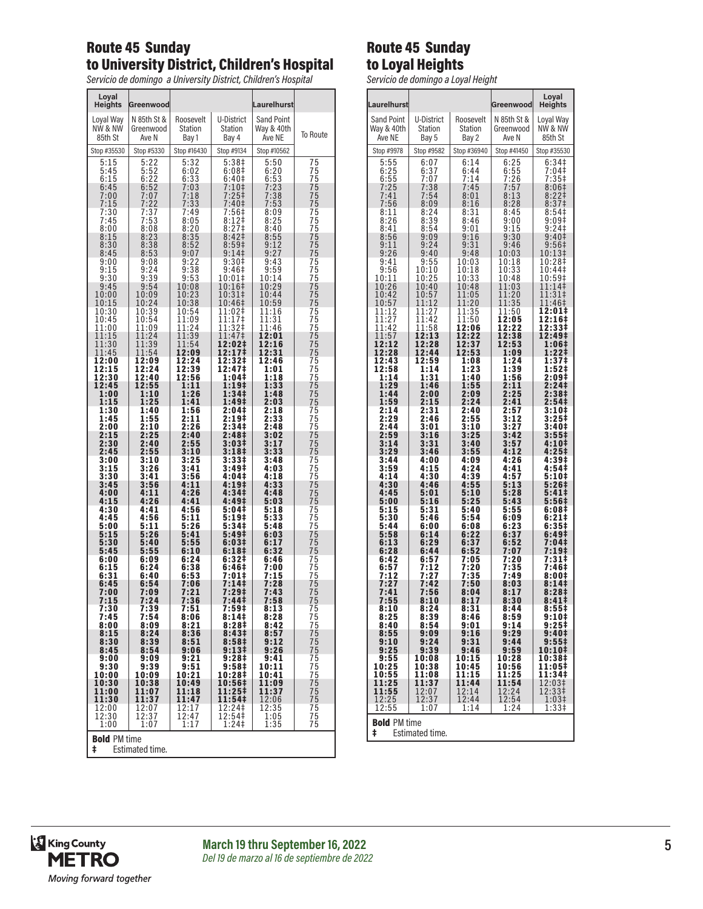## Route 45 Sunday to University District, Children's Hospital

*Servicio de domingo a University District, Children's Hospital*

| Loyal Heights | Greenwood | | | Laurelhurst | |
|---|---|---|---|---|---|
| Loyal Way NW & NW 85th St | N 85th St & Greenwood Ave N | Roosevelt Station Bay 1 | U-District Station Bay 4 | Sand Point Way & 40th Ave NE | To Route |
| Stop #35530 | Stop #5330 | Stop #16430 | Stop #9134 | Stop #10562 | |
| 5:15 | 5:22 | 5:32 | 5:38‡ | 5:50 | 75 |
| 5:45 | 5:52 | 6:02 | 6:08‡ | 6:20 | 75 |
| 6:15 | 6:22 | 6:33 | 6:40‡ | 6:53 | 75 |
| 6:45 | 6:52 | 7:03 | 7:10‡ | 7:23 | 75 |
| 7:00 | 7:07 | 7:18 | 7:25‡ | 7:38 | 75 |
| 7:15 | 7:22 | 7:33 | 7:40‡ | 7:53 | 75 |
| 7:30 | 7:37 | 7:49 | 7:56‡ | 8:09 | 75 |
| 7:45 | 7:53 | 8:05 | 8:12‡ | 8:25 | 75 |
| 8:00 | 8:08 | 8:20 | 8:27‡ | 8:40 | 75 |
| 8:15 | 8:23 | 8:35 | 8:42‡ | 8:55 | 75 |
| 8:30 | 8:38 | 8:52 | 8:59‡ | 9:12 | 75 |
| 8:45 | 8:53 | 9:07 | 9:14‡ | 9:27 | 75 |
| 9:00 | 9:08 | 9:22 | 9:30‡ | 9:43 | 75 |
| 9:15 | 9:24 | 9:38 | 9:46‡ | 9:59 | 75 |
| 9:30 | 9:39 | 9:53 | 10:01‡ | 10:14 | 75 |
| 9:45 | 9:54 | 10:08 | 10:16‡ | 10:29 | 75 |
| 10:00 | 10:09 | 10:23 | 10:31‡ | 10:44 | 75 |
| 10:15 | 10:24 | 10:38 | 10:46‡ | 10:59 | 75 |
| 10:30 | 10:39 | 10:54 | 11:02‡ | 11:16 | 75 |
| 10:45 | 10:54 | 11:09 | 11:17‡ | 11:31 | 75 |
| 11:00 | 11:09 | 11:24 | 11:32‡ | 11:46 | 75 |
| 11:15 | 11:24 | 11:39 | 11:47‡ | **12:01** | 75 |
| 11:30 | 11:39 | 11:54 | **12:02‡** | **12:16** | 75 |
| 11:45 | 11:54 | **12:09** | **12:17‡** | **12:31** | 75 |
| **12:00** | **12:09** | **12:24** | **12:32‡** | **12:46** | 75 |
| **12:15** | **12:24** | **12:39** | **12:47‡** | **1:01** | 75 |
| **12:30** | **12:40** | **12:56** | **1:04‡** | **1:18** | 75 |
| **12:45** | **12:55** | **1:11** | **1:19‡** | **1:33** | 75 |
| **1:00** | **1:10** | **1:26** | **1:34‡** | **1:48** | 75 |
| **1:15** | **1:25** | **1:41** | **1:49‡** | **2:03** | 75 |
| **1:30** | **1:40** | **1:56** | **2:04‡** | **2:18** | 75 |
| **1:45** | **1:55** | **2:11** | **2:19‡** | **2:33** | 75 |
| **2:00** | **2:10** | **2:26** | **2:34‡** | **2:48** | 75 |
| **2:15** | **2:25** | **2:40** | **2:48‡** | **3:02** | 75 |
| **2:30** | **2:40** | **2:55** | **3:03‡** | **3:17** | 75 |
| **2:45** | **2:55** | **3:10** | **3:18‡** | **3:33** | 75 |
| **3:00** | **3:10** | **3:25** | **3:33‡** | **3:48** | 75 |
| **3:15** | **3:26** | **3:41** | **3:49‡** | **4:03** | 75 |
| **3:30** | **3:41** | **3:56** | **4:04‡** | **4:18** | 75 |
| **3:45** | **3:56** | **4:11** | **4:19‡** | **4:33** | 75 |
| **4:00** | **4:11** | **4:26** | **4:34‡** | **4:48** | 75 |
| **4:15** | **4:26** | **4:41** | **4:49‡** | **5:03** | 75 |
| **4:30** | **4:41** | **4:56** | **5:04‡** | **5:18** | 75 |
| **4:45** | **4:56** | **5:11** | **5:19‡** | **5:33** | 75 |
| **5:00** | **5:11** | **5:26** | **5:34‡** | **5:48** | 75 |
| **5:15** | **5:26** | **5:41** | **5:49‡** | **6:03** | 75 |
| **5:30** | **5:40** | **5:55** | **6:03‡** | **6:17** | 75 |
| **5:45** | **5:55** | **6:10** | **6:18‡** | **6:32** | 75 |
| **6:00** | **6:09** | **6:24** | **6:32‡** | **6:46** | 75 |
| **6:15** | **6:24** | **6:38** | **6:46‡** | **7:00** | 75 |
| **6:31** | **6:40** | **6:53** | **7:01‡** | **7:15** | 75 |
| **6:45** | **6:54** | **7:06** | **7:14‡** | **7:28** | 75 |
| **7:00** | **7:09** | **7:21** | **7:29‡** | **7:43** | 75 |
| **7:15** | **7:24** | **7:36** | **7:44‡** | **7:58** | 75 |
| **7:30** | **7:39** | **7:51** | **7:59‡** | **8:13** | 75 |
| **7:45** | **7:54** | **8:06** | **8:14‡** | **8:28** | 75 |
| **8:00** | **8:09** | **8:21** | **8:28‡** | **8:42** | 75 |
| **8:15** | **8:24** | **8:36** | **8:43‡** | **8:57** | 75 |
| **8:30** | **8:39** | **8:51** | **8:58‡** | **9:12** | 75 |
| **8:45** | **8:54** | **9:06** | **9:13‡** | **9:26** | 75 |
| **9:00** | **9:09** | **9:21** | **9:28‡** | **9:41** | 75 |
| **9:30** | **9:39** | **9:51** | **9:58‡** | **10:11** | 75 |
| **10:00** | **10:09** | **10:21** | **10:28‡** | **10:41** | 75 |
| **10:30** | **10:38** | **10:49** | **10:56‡** | **11:09** | 75 |
| **11:00** | **11:07** | **11:18** | **11:25‡** | **11:37** | 75 |
| **11:30** | **11:37** | **11:47** | **11:54‡** | 12:06 | 75 |
| 12:00 | 12:07 | 12:17 | 12:24‡ | 12:35 | 75 |
| 12:30 | 12:37 | 12:47 | 12:54‡ | 1:05 | 75 |
| 1:00 | 1:07 | 1:17 | 1:24‡ | 1:35 | 75 |

**Bold** PM time
‡ Estimated time.

## Route 45 Sunday to Loyal Heights

*Servicio de domingo a Loyal Height*

| Laurelhurst | | | Greenwood | Loyal Heights |
|---|---|---|---|---|
| Sand Point Way & 40th Ave NE | U-District Station Bay 5 | Roosevelt Station Bay 2 | N 85th St & Greenwood Ave N | Loyal Way NW & NW 85th St |
| Stop #9978 | Stop #9582 | Stop #36940 | Stop #41450 | Stop #35530 |
| 5:55 | 6:07 | 6:14 | 6:25 | 6:34‡ |
| 6:25 | 6:37 | 6:44 | 6:55 | 7:04‡ |
| 6:55 | 7:07 | 7:14 | 7:26 | 7:35‡ |
| 7:25 | 7:38 | 7:45 | 7:57 | 8:06‡ |
| 7:41 | 7:54 | 8:01 | 8:13 | 8:22‡ |
| 7:56 | 8:09 | 8:16 | 8:28 | 8:37‡ |
| 8:11 | 8:24 | 8:31 | 8:45 | 8:54‡ |
| 8:26 | 8:39 | 8:46 | 9:00 | 9:09‡ |
| 8:41 | 8:54 | 9:01 | 9:15 | 9:24‡ |
| 8:56 | 9:09 | 9:16 | 9:30 | 9:40‡ |
| 9:11 | 9:24 | 9:31 | 9:46 | 9:56‡ |
| 9:26 | 9:40 | 9:48 | 10:03 | 10:13‡ |
| 9:41 | 9:55 | 10:03 | 10:18 | 10:28‡ |
| 9:56 | 10:10 | 10:18 | 10:33 | 10:44‡ |
| 10:11 | 10:25 | 10:33 | 10:48 | 10:59‡ |
| 10:26 | 10:40 | 10:48 | 11:03 | 11:14‡ |
| 10:42 | 10:57 | 11:05 | 11:20 | 11:31‡ |
| 10:57 | 11:12 | 11:20 | 11:35 | 11:46‡ |
| 11:12 | 11:27 | 11:35 | 11:50 | **12:01‡** |
| 11:27 | 11:42 | 11:50 | **12:05** | **12:16‡** |
| 11:42 | 11:58 | **12:06** | **12:22** | **12:33‡** |
| 11:57 | **12:13** | **12:22** | **12:38** | **12:49‡** |
| **12:12** | **12:28** | **12:37** | **12:53** | **1:06‡** |
| **12:28** | **12:44** | **12:53** | **1:09** | **1:22‡** |
| **12:43** | **12:59** | **1:08** | **1:24** | **1:37‡** |
| **12:58** | **1:14** | **1:23** | **1:39** | **1:52‡** |
| **1:14** | **1:31** | **1:40** | **1:56** | **2:09‡** |
| **1:29** | **1:46** | **1:55** | **2:11** | **2:24‡** |
| **1:44** | **2:00** | **2:09** | **2:25** | **2:38‡** |
| **1:59** | **2:15** | **2:24** | **2:41** | **2:54‡** |
| **2:14** | **2:31** | **2:40** | **2:57** | **3:10‡** |
| **2:29** | **2:46** | **2:55** | **3:12** | **3:25‡** |
| **2:44** | **3:01** | **3:10** | **3:27** | **3:40‡** |
| **2:59** | **3:16** | **3:25** | **3:42** | **3:55‡** |
| **3:14** | **3:31** | **3:40** | **3:57** | **4:10‡** |
| **3:29** | **3:46** | **3:55** | **4:12** | **4:25‡** |
| **3:44** | **4:00** | **4:09** | **4:26** | **4:39‡** |
| **3:59** | **4:15** | **4:24** | **4:41** | **4:54‡** |
| **4:14** | **4:30** | **4:39** | **4:57** | **5:10‡** |
| **4:30** | **4:46** | **4:55** | **5:13** | **5:26‡** |
| **4:45** | **5:01** | **5:10** | **5:28** | **5:41‡** |
| **5:00** | **5:16** | **5:25** | **5:43** | **5:56‡** |
| **5:15** | **5:31** | **5:40** | **5:55** | **6:08‡** |
| **5:30** | **5:46** | **5:54** | **6:09** | **6:21‡** |
| **5:44** | **6:00** | **6:08** | **6:23** | **6:35‡** |
| **5:58** | **6:14** | **6:22** | **6:37** | **6:49‡** |
| **6:13** | **6:29** | **6:37** | **6:52** | **7:04‡** |
| **6:28** | **6:44** | **6:52** | **7:07** | **7:19‡** |
| **6:42** | **6:57** | **7:05** | **7:20** | **7:31‡** |
| **6:57** | **7:12** | **7:20** | **7:35** | **7:46‡** |
| **7:12** | **7:27** | **7:35** | **7:49** | **8:00‡** |
| **7:27** | **7:42** | **7:50** | **8:03** | **8:14‡** |
| **7:41** | **7:56** | **8:04** | **8:17** | **8:28‡** |
| **7:55** | **8:10** | **8:17** | **8:30** | **8:41‡** |
| **8:10** | **8:24** | **8:31** | **8:44** | **8:55‡** |
| **8:25** | **8:39** | **8:46** | **8:59** | **9:10‡** |
| **8:40** | **8:54** | **9:01** | **9:14** | **9:25‡** |
| **8:55** | **9:09** | **9:16** | **9:29** | **9:40‡** |
| **9:10** | **9:24** | **9:31** | **9:44** | **9:55‡** |
| **9:25** | **9:39** | **9:46** | **9:59** | **10:10‡** |
| **9:55** | **10:08** | **10:15** | **10:28** | **10:38‡** |
| **10:25** | **10:38** | **10:45** | **10:56** | **11:05‡** |
| **10:55** | **11:08** | **11:15** | **11:25** | **11:34‡** |
| **11:25** | **11:37** | **11:44** | **11:54** | 12:03‡ |
| **11:55** | 12:07 | 12:14 | 12:24 | 12:33‡ |
| 12:25 | 12:37 | 12:44 | 12:54 | 1:03‡ |
| 12:55 | 1:07 | 1:14 | 1:24 | 1:33‡ |

**Bold** PM time
‡ Estimated time.

King County METRO
*Moving forward together*

**March 19 thru September 16, 2022**
*Del 19 de marzo al 16 de septiembre de 2022*